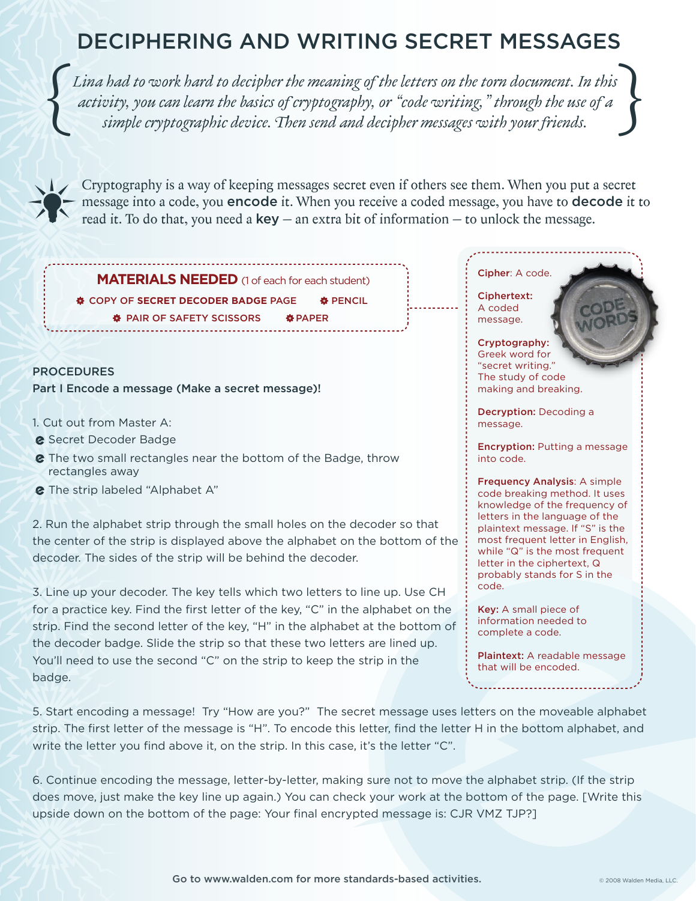# DECIPHERING AND WRITING SECRET MESSAGES

*Lina had to work hard to decipher the meaning of the letters on the torn document. In this activity, you can learn the basics of cryptography, or "code writing," through the use of a simple cryptographic device. Then send and decipher messages with your friends.*

Cryptography is a way of keeping messages secret even if others see them. When you put a secret message into a code, you **encode** it. When you receive a coded message, you have to **decode** it to read it. To do that, you need a **key** – an extra bit of information – to unlock the message.

**MATERIALS NEEDED** (1 of each for each student)

- COPY OF SECRET DECODER BADGE PAGE
- PENCIL
- PAIR OF SAFETY SCISSORS
- PAPER

**Cipher**: A code.

**Ciphertext:** A coded message.

**Cryptography:** Greek word for "secret writing." The study of code making and breaking.

**Decryption:** Decoding a message.

**Encryption:** Putting a message into code.

**Frequency Analysis**: A simple code breaking method. It uses knowledge of the frequency of letters in the language of the plaintext message. If "S" is the most frequent letter in English, while "Q" is the most frequent letter in the ciphertext, Q probably stands for S in the code.

**Key:** A small piece of information needed to complete a code.

**Plaintext:** A readable message that will be encoded.

## PROCEDURES

### Part I Encode a message (Make a secret message)!

1. Cut out from Master A:
   - Secret Decoder Badge
   - The two small rectangles near the bottom of the Badge, throw rectangles away
   - The strip labeled "Alphabet A"

2. Run the alphabet strip through the small holes on the decoder so that the center of the strip is displayed above the alphabet on the bottom of the decoder. The sides of the strip will be behind the decoder.

3. Line up your decoder. The key tells which two letters to line up. Use CH for a practice key. Find the first letter of the key, "C" in the alphabet on the strip. Find the second letter of the key, "H" in the alphabet at the bottom of the decoder badge. Slide the strip so that these two letters are lined up. You'll need to use the second "C" on the strip to keep the strip in the badge.

5. Start encoding a message! Try "How are you?" The secret message uses letters on the moveable alphabet strip. The first letter of the message is "H". To encode this letter, find the letter H in the bottom alphabet, and write the letter you find above it, on the strip. In this case, it's the letter "C".

6. Continue encoding the message, letter-by-letter, making sure not to move the alphabet strip. (If the strip does move, just make the key line up again.) You can check your work at the bottom of the page. [Write this upside down on the bottom of the page: Your final encrypted message is: CJR VMZ TJP?]

Go to www.walden.com for more standards-based activities.

© 2008 Walden Media, LLC.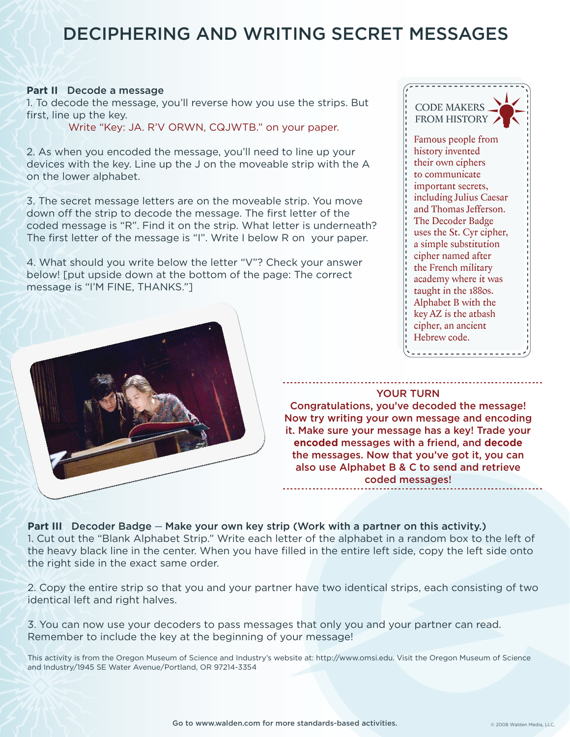# DECIPHERING AND WRITING SECRET MESSAGES

**Part II Decode a message**

1. To decode the message, you'll reverse how you use the strips. But first, line up the key.

   Write "Key: JA. R'V ORWN, CQJWTB." on your paper.

2. As when you encoded the message, you'll need to line up your devices with the key. Line up the J on the moveable strip with the A on the lower alphabet.

3. The secret message letters are on the moveable strip. You move down off the strip to decode the message. The first letter of the coded message is "R". Find it on the strip. What letter is underneath? The first letter of the message is "I". Write I below R on your paper.

4. What should you write below the letter "V"? Check your answer below! [put upside down at the bottom of the page: The correct message is "I'M FINE, THANKS."]

**CODE MAKERS FROM HISTORY**

Famous people from history invented their own ciphers to communicate important secrets, including Julius Caesar and Thomas Jefferson. The Decoder Badge uses the St. Cyr cipher, a simple substitution cipher named after the French military academy where it was taught in the 1880s. Alphabet B with the key AZ is the atbash cipher, an ancient Hebrew code.

**YOUR TURN**

**Congratulations, you've decoded the message! Now try writing your own message and encoding it. Make sure your message has a key! Trade your encoded messages with a friend, and decode the messages. Now that you've got it, you can also use Alphabet B & C to send and retrieve coded messages!**

**Part III Decoder Badge — Make your own key strip (Work with a partner on this activity.)**

1. Cut out the "Blank Alphabet Strip." Write each letter of the alphabet in a random box to the left of the heavy black line in the center. When you have filled in the entire left side, copy the left side onto the right side in the exact same order.

2. Copy the entire strip so that you and your partner have two identical strips, each consisting of two identical left and right halves.

3. You can now use your decoders to pass messages that only you and your partner can read. Remember to include the key at the beginning of your message!

This activity is from the Oregon Museum of Science and Industry's website at: http://www.omsi.edu. Visit the Oregon Museum of Science and Industry/1945 SE Water Avenue/Portland, OR 97214-3354

Go to www.walden.com for more standards-based activities.

© 2008 Walden Media, LLC.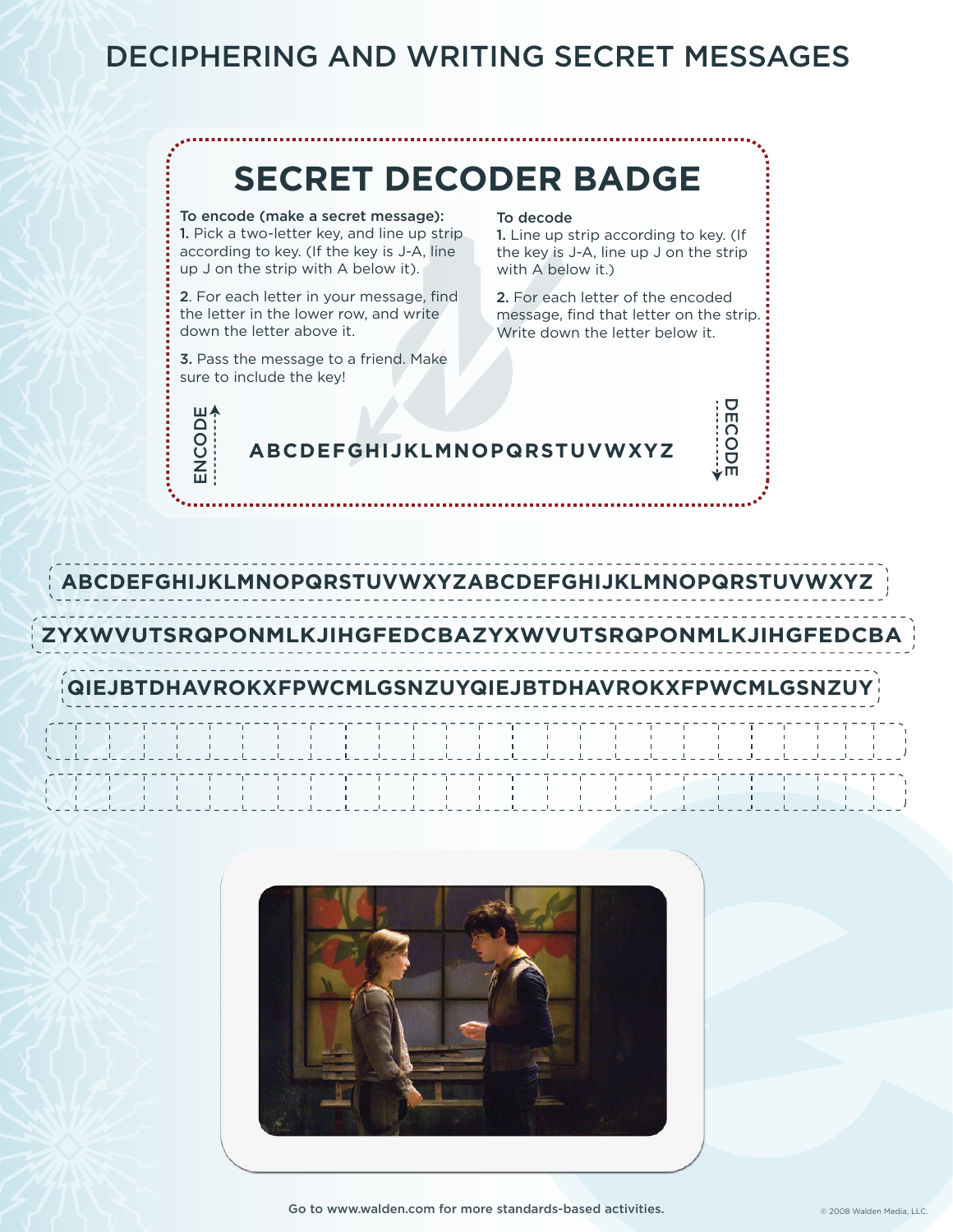# DECIPHERING AND WRITING SECRET MESSAGES

## SECRET DECODER BADGE

**To encode (make a secret message):**

**1.** Pick a two-letter key, and line up strip according to key. (If the key is J-A, line up J on the strip with A below it).

**2**. For each letter in your message, find the letter in the lower row, and write down the letter above it.

**3.** Pass the message to a friend. Make sure to include the key!

**To decode**

**1.** Line up strip according to key. (If the key is J-A, line up J on the strip with A below it.)

**2.** For each letter of the encoded message, find that letter on the strip. Write down the letter below it.

ENCODE

**ABCDEFGHIJKLMNOPQRSTUVWXYZ**

DECODE

**ABCDEFGHIJKLMNOPQRSTUVWXYZABCDEFGHIJKLMNOPQRSTUVWXYZ**

**ZYXWVUTSRQPONMLKJIHGFEDCBAZYXWVUTSRQPONMLKJIHGFEDCBA**

**QIEJBTDHAVROKXFPWCMLGSNZUYQIEJBTDHAVROKXFPWCMLGSNZUY**

Go to www.walden.com for more standards-based activities.

© 2008 Walden Media, LLC.